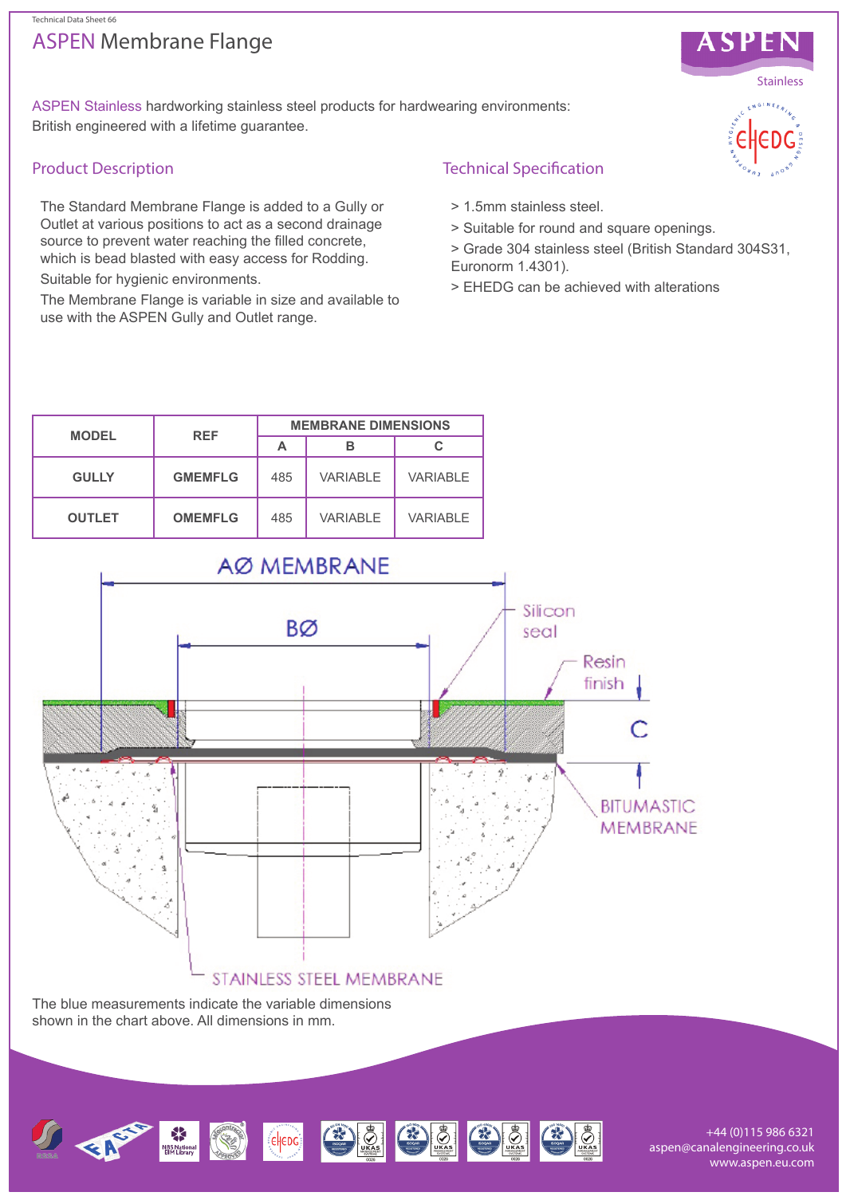Technical Data Sheet 66

# ASPEN Membrane Flange

ASPEN Stainless hardworking stainless steel products for hardwearing environments: British engineered with a lifetime guarantee.

## Product Description

The Standard Membrane Flange is added to a Gully or Outlet at various positions to act as a second drainage source to prevent water reaching the filled concrete, which is bead blasted with easy access for Rodding.

Suitable for hygienic environments.

The Membrane Flange is variable in size and available to use with the ASPEN Gully and Outlet range.

## Technical Specification

> 1.5mm stainless steel.

> Suitable for round and square openings.

> Grade 304 stainless steel (British Standard 304S31, Euronorm 1.4301).

> EHEDG can be achieved with alterations

| MODEL | REF | MEMBRANE DIMENSIONS | | |
|---|---|---|---|---|
| | | A | B | C |
| GULLY | GMEMFLG | 485 | VARIABLE | VARIABLE |
| OUTLET | OMEMFLG | 485 | VARIABLE | VARIABLE |

AØ MEMBRANE

BØ

Silicon seal

Resin finish

C

BITUMASTIC MEMBRANE

STAINLESS STEEL MEMBRANE

The blue measurements indicate the variable dimensions shown in the chart above. All dimensions in mm.

+44 (0)115 986 6321
aspen@canalengineering.co.uk
www.aspen.eu.com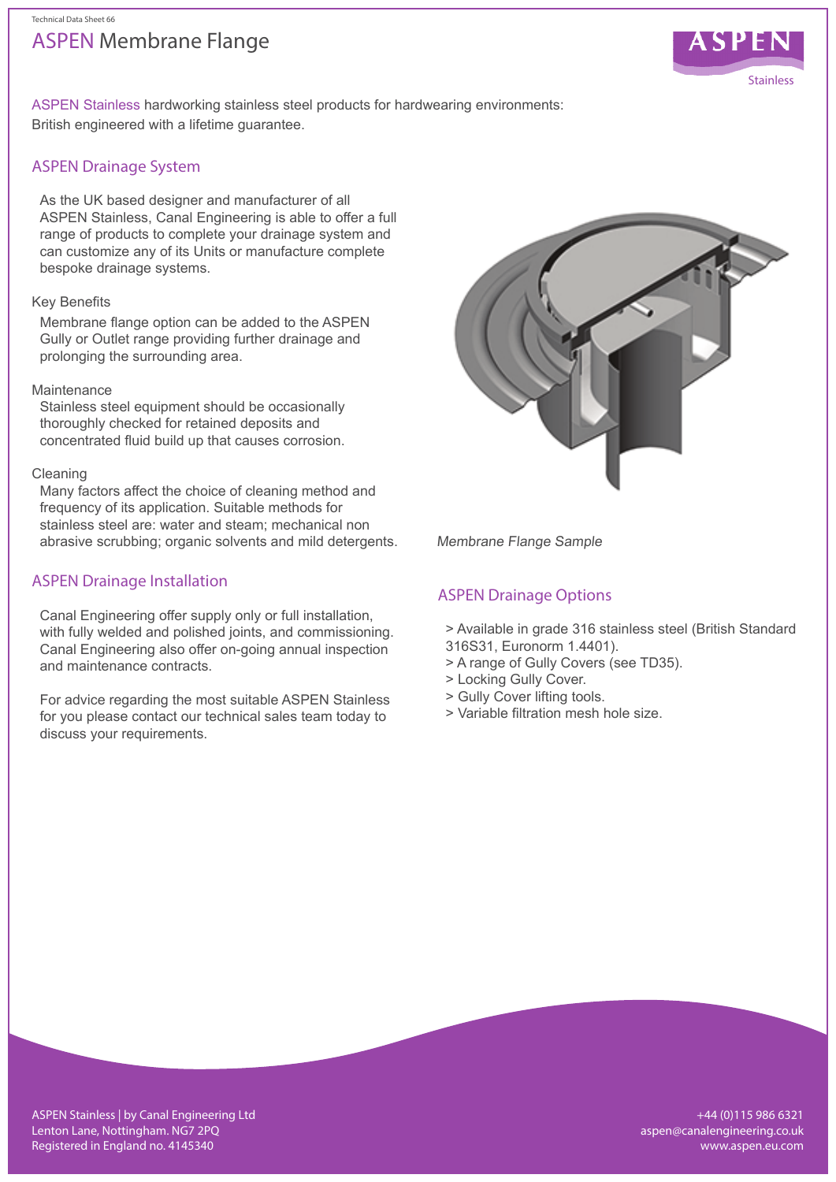Technical Data Sheet 66

# ASPEN Membrane Flange

ASPEN Stainless hardworking stainless steel products for hardwearing environments: British engineered with a lifetime guarantee.

## ASPEN Drainage System

As the UK based designer and manufacturer of all ASPEN Stainless, Canal Engineering is able to offer a full range of products to complete your drainage system and can customize any of its Units or manufacture complete bespoke drainage systems.

### Key Benefits

Membrane flange option can be added to the ASPEN Gully or Outlet range providing further drainage and prolonging the surrounding area.

### Maintenance

Stainless steel equipment should be occasionally thoroughly checked for retained deposits and concentrated fluid build up that causes corrosion.

### Cleaning

Many factors affect the choice of cleaning method and frequency of its application. Suitable methods for stainless steel are: water and steam; mechanical non abrasive scrubbing; organic solvents and mild detergents.

*Membrane Flange Sample*

## ASPEN Drainage Installation

Canal Engineering offer supply only or full installation, with fully welded and polished joints, and commissioning. Canal Engineering also offer on-going annual inspection and maintenance contracts.

For advice regarding the most suitable ASPEN Stainless for you please contact our technical sales team today to discuss your requirements.

## ASPEN Drainage Options

> Available in grade 316 stainless steel (British Standard 316S31, Euronorm 1.4401).
> A range of Gully Covers (see TD35).
> Locking Gully Cover.
> Gully Cover lifting tools.
> Variable filtration mesh hole size.

ASPEN Stainless | by Canal Engineering Ltd
Lenton Lane, Nottingham. NG7 2PQ
Registered in England no. 4145340

+44 (0)115 986 6321
aspen@canalengineering.co.uk
www.aspen.eu.com